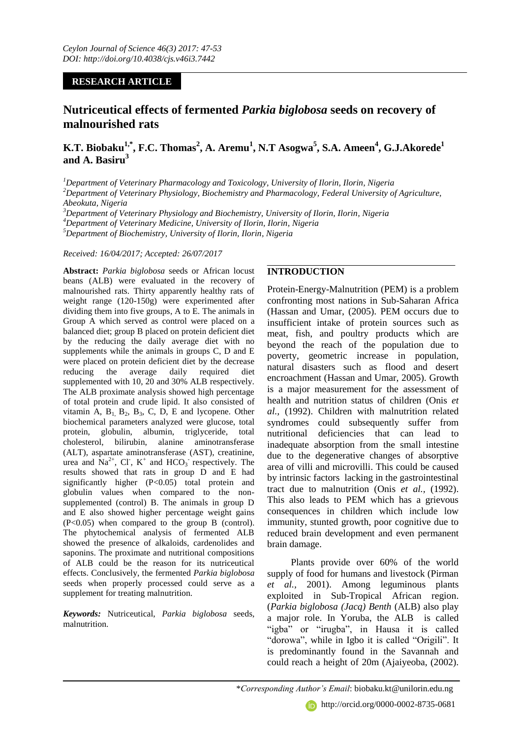**RESEARCH ARTICLE**

# Nutriceutical effects of fermented *Parkia biglobosa* seeds on recovery of malnourished rats

**K.T. Biobaku[1,*], F.C. Thomas[2], A. Aremu[1], N.T Asogwa[5], S.A. Ameen[4], G.J.Akorede[1] and A. Basiru[3]**

[1]Department of Veterinary Pharmacology and Toxicology, University of Ilorin, Ilorin, Nigeria
[2]Department of Veterinary Physiology, Biochemistry and Pharmacology, Federal University of Agriculture, Abeokuta, Nigeria
[3]Department of Veterinary Physiology and Biochemistry, University of Ilorin, Ilorin, Nigeria
[4]Department of Veterinary Medicine, University of Ilorin, Ilorin, Nigeria
[5]Department of Biochemistry, University of Ilorin, Ilorin, Nigeria

*Received: 16/04/2017; Accepted: 26/07/2017*

**Abstract:** *Parkia biglobosa* seeds or African locust beans (ALB) were evaluated in the recovery of malnourished rats. Thirty apparently healthy rats of weight range (120-150g) were experimented after dividing them into five groups, A to E. The animals in Group A which served as control were placed on a balanced diet; group B placed on protein deficient diet by the reducing the daily average diet with no supplements while the animals in groups C, D and E were placed on protein deficient diet by the decrease reducing the average daily required diet supplemented with 10, 20 and 30% ALB respectively. The ALB proximate analysis showed high percentage of total protein and crude lipid. It also consisted of vitamin A, $B_1$, $B_2$, $B_3$, C, D, E and lycopene. Other biochemical parameters analyzed were glucose, total protein, globulin, albumin, triglyceride, total cholesterol, bilirubin, alanine aminotransferase (ALT), aspartate aminotransferase (AST), creatinine, urea and $Na^{2+}$, $Cl^-$, $K^+$ and $HCO_3^-$ respectively. The results showed that rats in group D and E had significantly higher ($P<0.05$) total protein and globulin values when compared to the non-supplemented (control) B. The animals in group D and E also showed higher percentage weight gains ($P<0.05$) when compared to the group B (control). The phytochemical analysis of fermented ALB showed the presence of alkaloids, cardenolides and saponins. The proximate and nutritional compositions of ALB could be the reason for its nutriceutical effects. Conclusively, the fermented *Parkia biglobosa* seeds when properly processed could serve as a supplement for treating malnutrition.

***Keywords:*** Nutriceutical, *Parkia biglobosa* seeds, malnutrition.

## INTRODUCTION

Protein-Energy-Malnutrition (PEM) is a problem confronting most nations in Sub-Saharan Africa (Hassan and Umar, (2005). PEM occurs due to insufficient intake of protein sources such as meat, fish, and poultry products which are beyond the reach of the population due to poverty, geometric increase in population, natural disasters such as flood and desert encroachment (Hassan and Umar, 2005). Growth is a major measurement for the assessment of health and nutrition status of children (Onis *et al.*, (1992). Children with malnutrition related syndromes could subsequently suffer from nutritional deficiencies that can lead to inadequate absorption from the small intestine due to the degenerative changes of absorptive area of villi and microvilli. This could be caused by intrinsic factors lacking in the gastrointestinal tract due to malnutrition (Onis *et al.*, (1992). This also leads to PEM which has a grievous consequences in children which include low immunity, stunted growth, poor cognitive due to reduced brain development and even permanent brain damage.

Plants provide over 60% of the world supply of food for humans and livestock (Pirman *et al.*, 2001). Among leguminous plants exploited in Sub-Tropical African region. (*Parkia biglobosa (Jacq) Benth* (ALB) also play a major role. In Yoruba, the ALB is called "igba" or "irugba", in Hausa it is called "dorowa", while in Igbo it is called "Origili". It is predominantly found in the Savannah and could reach a height of 20m (Ajaiyeoba, (2002).

*Corresponding Author's Email: biobaku.kt@unilorin.edu.ng

http://orcid.org/0000-0002-8735-0681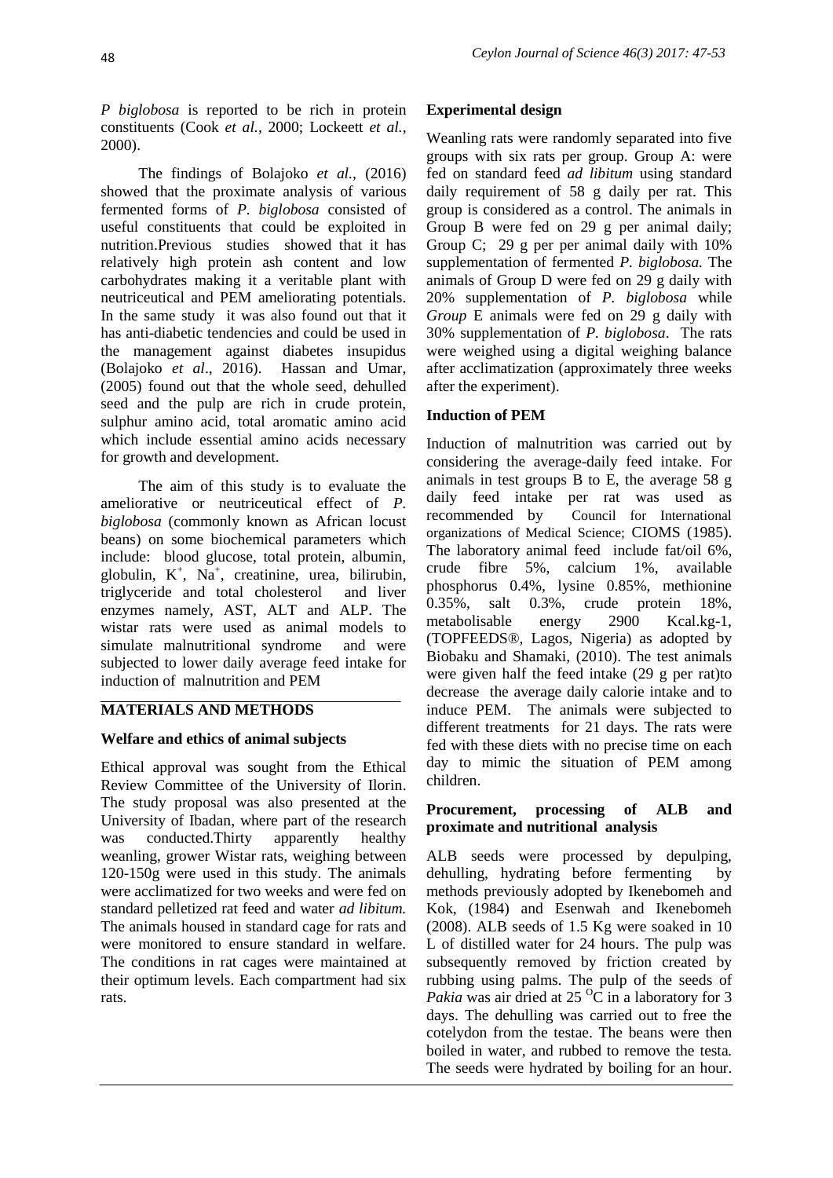*P biglobosa* is reported to be rich in protein constituents (Cook *et al.,* 2000; Lockeett *et al.,* 2000).

The findings of Bolajoko *et al.,* (2016) showed that the proximate analysis of various fermented forms of *P. biglobosa* consisted of useful constituents that could be exploited in nutrition.Previous studies showed that it has relatively high protein ash content and low carbohydrates making it a veritable plant with neutriceutical and PEM ameliorating potentials. In the same study it was also found out that it has anti-diabetic tendencies and could be used in the management against diabetes insupidus (Bolajoko *et al*., 2016). Hassan and Umar, (2005) found out that the whole seed, dehulled seed and the pulp are rich in crude protein, sulphur amino acid, total aromatic amino acid which include essential amino acids necessary for growth and development.

The aim of this study is to evaluate the ameliorative or neutriceutical effect of *P. biglobosa* (commonly known as African locust beans) on some biochemical parameters which include: blood glucose, total protein, albumin, globulin, $K^+$, $Na^+$, creatinine, urea, bilirubin, triglyceride and total cholesterol and liver enzymes namely, AST, ALT and ALP. The wistar rats were used as animal models to simulate malnutritional syndrome and were subjected to lower daily average feed intake for induction of malnutrition and PEM

## MATERIALS AND METHODS

### Welfare and ethics of animal subjects

Ethical approval was sought from the Ethical Review Committee of the University of Ilorin. The study proposal was also presented at the University of Ibadan, where part of the research was conducted.Thirty apparently healthy weanling, grower Wistar rats, weighing between 120-150g were used in this study. The animals were acclimatized for two weeks and were fed on standard pelletized rat feed and water *ad libitum.* The animals housed in standard cage for rats and were monitored to ensure standard in welfare. The conditions in rat cages were maintained at their optimum levels. Each compartment had six rats.

### Experimental design

Weanling rats were randomly separated into five groups with six rats per group. Group A: were fed on standard feed *ad libitum* using standard daily requirement of 58 g daily per rat. This group is considered as a control. The animals in Group B were fed on 29 g per animal daily; Group C; 29 g per per animal daily with 10% supplementation of fermented *P. biglobosa.* The animals of Group D were fed on 29 g daily with 20% supplementation of *P. biglobosa* while *Group* E animals were fed on 29 g daily with 30% supplementation of *P. biglobosa*. The rats were weighed using a digital weighing balance after acclimatization (approximately three weeks after the experiment).

### Induction of PEM

Induction of malnutrition was carried out by considering the average-daily feed intake. For animals in test groups B to E, the average 58 g daily feed intake per rat was used as recommended by Council for International organizations of Medical Science; CIOMS (1985). The laboratory animal feed include fat/oil 6%, crude fibre 5%, calcium 1%, available phosphorus 0.4%, lysine 0.85%, methionine 0.35%, salt 0.3%, crude protein 18%, metabolisable energy 2900 Kcal.kg-1, (TOPFEEDS®, Lagos, Nigeria) as adopted by Biobaku and Shamaki, (2010). The test animals were given half the feed intake (29 g per rat)to decrease the average daily calorie intake and to induce PEM. The animals were subjected to different treatments for 21 days. The rats were fed with these diets with no precise time on each day to mimic the situation of PEM among children.

### Procurement, processing of ALB and proximate and nutritional analysis

ALB seeds were processed by depulping, dehulling, hydrating before fermenting by methods previously adopted by Ikenebomeh and Kok, (1984) and Esenwah and Ikenebomeh (2008). ALB seeds of 1.5 Kg were soaked in 10 L of distilled water for 24 hours. The pulp was subsequently removed by friction created by rubbing using palms. The pulp of the seeds of *Pakia* was air dried at 25 $^{O}$C in a laboratory for 3 days. The dehulling was carried out to free the cotelydon from the testae. The beans were then boiled in water, and rubbed to remove the testa. The seeds were hydrated by boiling for an hour.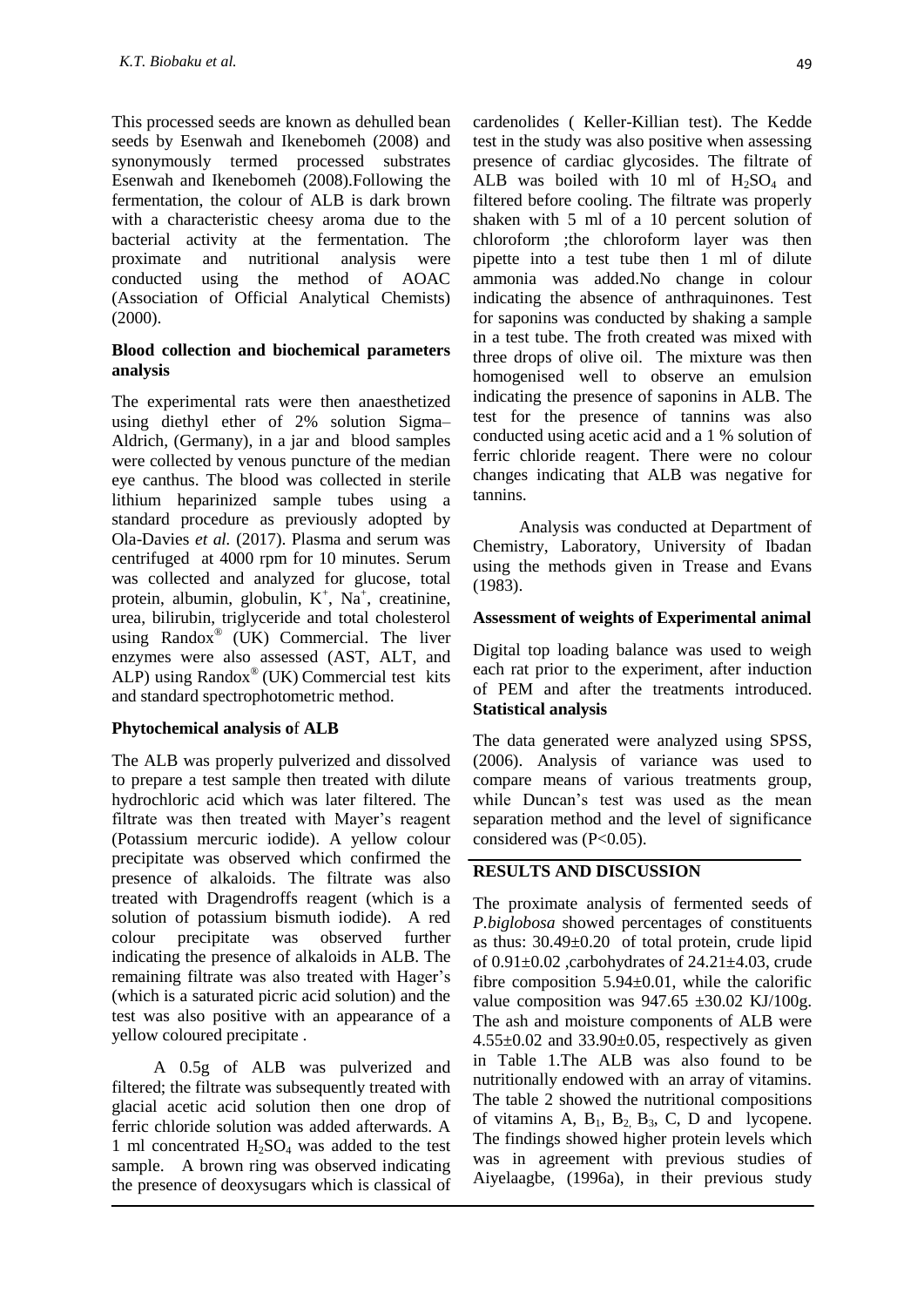This processed seeds are known as dehulled bean seeds by Esenwah and Ikenebomeh (2008) and synonymously termed processed substrates Esenwah and Ikenebomeh (2008).Following the fermentation, the colour of ALB is dark brown with a characteristic cheesy aroma due to the bacterial activity at the fermentation. The proximate and nutritional analysis were conducted using the method of AOAC (Association of Official Analytical Chemists) (2000).

**Blood collection and biochemical parameters analysis**

The experimental rats were then anaesthetized using diethyl ether of 2% solution Sigma–Aldrich, (Germany), in a jar and blood samples were collected by venous puncture of the median eye canthus. The blood was collected in sterile lithium heparinized sample tubes using a standard procedure as previously adopted by Ola-Davies *et al.* (2017). Plasma and serum was centrifuged at 4000 rpm for 10 minutes. Serum was collected and analyzed for glucose, total protein, albumin, globulin, $K^+$, $Na^+$, creatinine, urea, bilirubin, triglyceride and total cholesterol using Randox® (UK) Commercial. The liver enzymes were also assessed (AST, ALT, and ALP) using Randox® (UK) Commercial test kits and standard spectrophotometric method.

**Phytochemical analysis of ALB**

The ALB was properly pulverized and dissolved to prepare a test sample then treated with dilute hydrochloric acid which was later filtered. The filtrate was then treated with Mayer's reagent (Potassium mercuric iodide). A yellow colour precipitate was observed which confirmed the presence of alkaloids. The filtrate was also treated with Dragendroffs reagent (which is a solution of potassium bismuth iodide). A red colour precipitate was observed further indicating the presence of alkaloids in ALB. The remaining filtrate was also treated with Hager's (which is a saturated picric acid solution) and the test was also positive with an appearance of a yellow coloured precipitate .

A 0.5g of ALB was pulverized and filtered; the filtrate was subsequently treated with glacial acetic acid solution then one drop of ferric chloride solution was added afterwards. A 1 ml concentrated $H_2SO_4$ was added to the test sample. A brown ring was observed indicating the presence of deoxysugars which is classical of cardenolides ( Keller-Killian test). The Kedde test in the study was also positive when assessing presence of cardiac glycosides. The filtrate of ALB was boiled with 10 ml of $H_2SO_4$ and filtered before cooling. The filtrate was properly shaken with 5 ml of a 10 percent solution of chloroform ;the chloroform layer was then pipette into a test tube then 1 ml of dilute ammonia was added.No change in colour indicating the absence of anthraquinones. Test for saponins was conducted by shaking a sample in a test tube. The froth created was mixed with three drops of olive oil. The mixture was then homogenised well to observe an emulsion indicating the presence of saponins in ALB. The test for the presence of tannins was also conducted using acetic acid and a 1 % solution of ferric chloride reagent. There were no colour changes indicating that ALB was negative for tannins.

Analysis was conducted at Department of Chemistry, Laboratory, University of Ibadan using the methods given in Trease and Evans (1983).

**Assessment of weights of Experimental animal**

Digital top loading balance was used to weigh each rat prior to the experiment, after induction of PEM and after the treatments introduced.

**Statistical analysis**

The data generated were analyzed using SPSS, (2006). Analysis of variance was used to compare means of various treatments group, while Duncan's test was used as the mean separation method and the level of significance considered was ($P<0.05$).

## RESULTS AND DISCUSSION

The proximate analysis of fermented seeds of *P.biglobosa* showed percentages of constituents as thus: 30.49±0.20 of total protein, crude lipid of 0.91±0.02 ,carbohydrates of 24.21±4.03, crude fibre composition 5.94±0.01, while the calorific value composition was 947.65 ±30.02 KJ/100g. The ash and moisture components of ALB were 4.55±0.02 and 33.90±0.05, respectively as given in Table 1.The ALB was also found to be nutritionally endowed with an array of vitamins. The table 2 showed the nutritional compositions of vitamins A, $B_1$, $B_2$, $B_3$, C, D and lycopene. The findings showed higher protein levels which was in agreement with previous studies of Aiyelaagbe, (1996a), in their previous study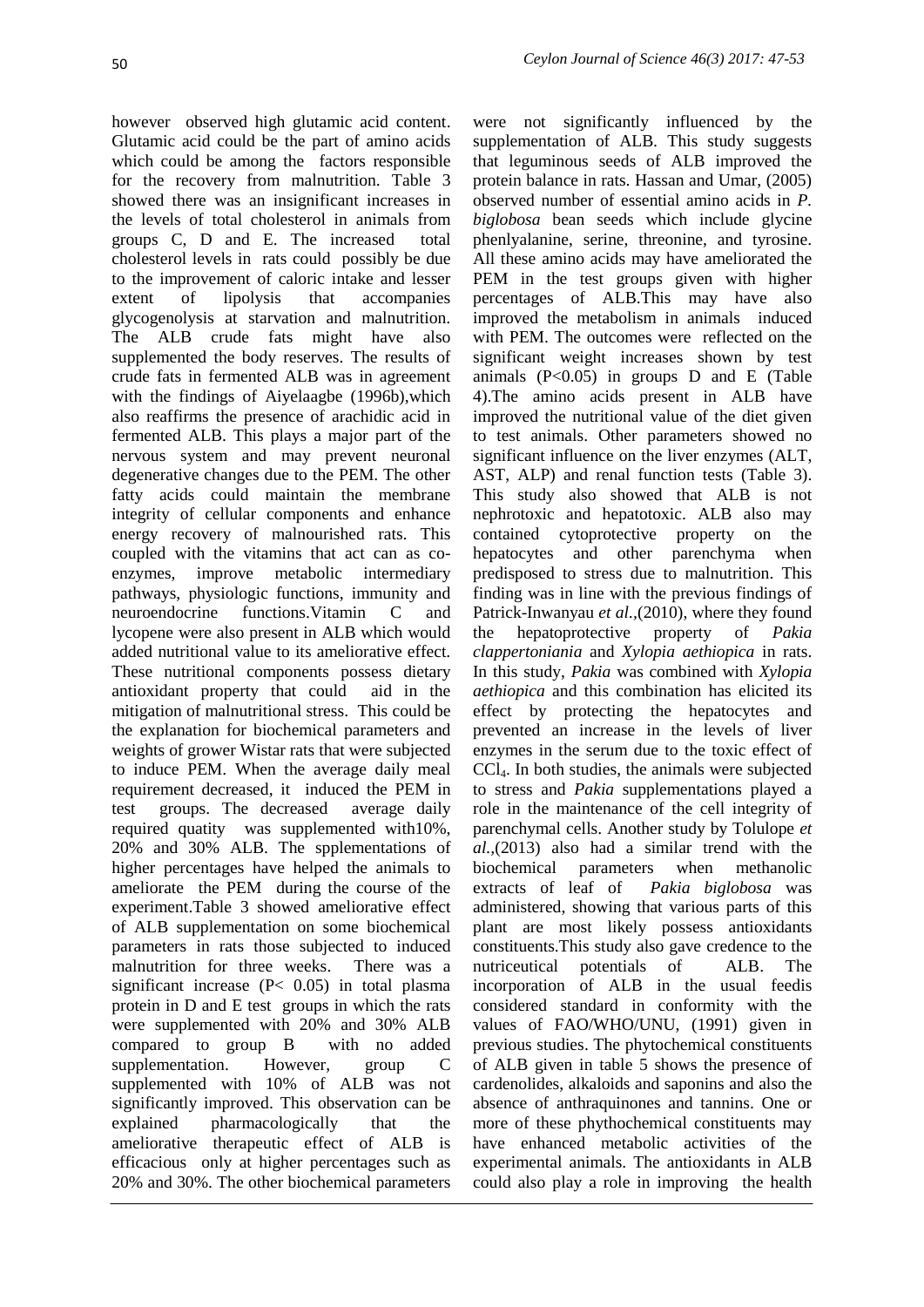however observed high glutamic acid content. Glutamic acid could be the part of amino acids which could be among the factors responsible for the recovery from malnutrition. Table 3 showed there was an insignificant increases in the levels of total cholesterol in animals from groups C, D and E. The increased total cholesterol levels in rats could possibly be due to the improvement of caloric intake and lesser extent of lipolysis that accompanies glycogenolysis at starvation and malnutrition. The ALB crude fats might have also supplemented the body reserves. The results of crude fats in fermented ALB was in agreement with the findings of Aiyelaagbe (1996b),which also reaffirms the presence of arachidic acid in fermented ALB. This plays a major part of the nervous system and may prevent neuronal degenerative changes due to the PEM. The other fatty acids could maintain the membrane integrity of cellular components and enhance energy recovery of malnourished rats. This coupled with the vitamins that act can as co-enzymes, improve metabolic intermediary pathways, physiologic functions, immunity and neuroendocrine functions.Vitamin C and lycopene were also present in ALB which would added nutritional value to its ameliorative effect. These nutritional components possess dietary antioxidant property that could aid in the mitigation of malnutritional stress. This could be the explanation for biochemical parameters and weights of grower Wistar rats that were subjected to induce PEM. When the average daily meal requirement decreased, it induced the PEM in test groups. The decreased average daily required quatity was supplemented with10%, 20% and 30% ALB. The spplementations of higher percentages have helped the animals to ameliorate the PEM during the course of the experiment.Table 3 showed ameliorative effect of ALB supplementation on some biochemical parameters in rats those subjected to induced malnutrition for three weeks. There was a significant increase ($P< 0.05$) in total plasma protein in D and E test groups in which the rats were supplemented with 20% and 30% ALB compared to group B with no added supplementation. However, group C supplemented with 10% of ALB was not significantly improved. This observation can be explained pharmacologically that the ameliorative therapeutic effect of ALB is efficacious only at higher percentages such as 20% and 30%. The other biochemical parameters were not significantly influenced by the supplementation of ALB. This study suggests that leguminous seeds of ALB improved the protein balance in rats. Hassan and Umar, (2005) observed number of essential amino acids in *P. biglobosa* bean seeds which include glycine phenlyalanine, serine, threonine, and tyrosine. All these amino acids may have ameliorated the PEM in the test groups given with higher percentages of ALB.This may have also improved the metabolism in animals induced with PEM. The outcomes were reflected on the significant weight increases shown by test animals ($P<0.05$) in groups D and E (Table 4).The amino acids present in ALB have improved the nutritional value of the diet given to test animals. Other parameters showed no significant influence on the liver enzymes (ALT, AST, ALP) and renal function tests (Table 3). This study also showed that ALB is not nephrotoxic and hepatotoxic. ALB also may contained cytoprotective property on the hepatocytes and other parenchyma when predisposed to stress due to malnutrition. This finding was in line with the previous findings of Patrick-Inwanyau *et al.*,(2010), where they found the hepatoprotective property of *Pakia clappertoniania* and *Xylopia aethiopica* in rats. In this study, *Pakia* was combined with *Xylopia aethiopica* and this combination has elicited its effect by protecting the hepatocytes and prevented an increase in the levels of liver enzymes in the serum due to the toxic effect of $CCl_4$. In both studies, the animals were subjected to stress and *Pakia* supplementations played a role in the maintenance of the cell integrity of parenchymal cells. Another study by Tolulope *et al.*,(2013) also had a similar trend with the biochemical parameters when methanolic extracts of leaf of *Pakia biglobosa* was administered, showing that various parts of this plant are most likely possess antioxidants constituents.This study also gave credence to the nutriceutical potentials of ALB. The incorporation of ALB in the usual feedis considered standard in conformity with the values of FAO/WHO/UNU, (1991) given in previous studies. The phytochemical constituents of ALB given in table 5 shows the presence of cardenolides, alkaloids and saponins and also the absence of anthraquinones and tannins. One or more of these phythochemical constituents may have enhanced metabolic activities of the experimental animals. The antioxidants in ALB could also play a role in improving the health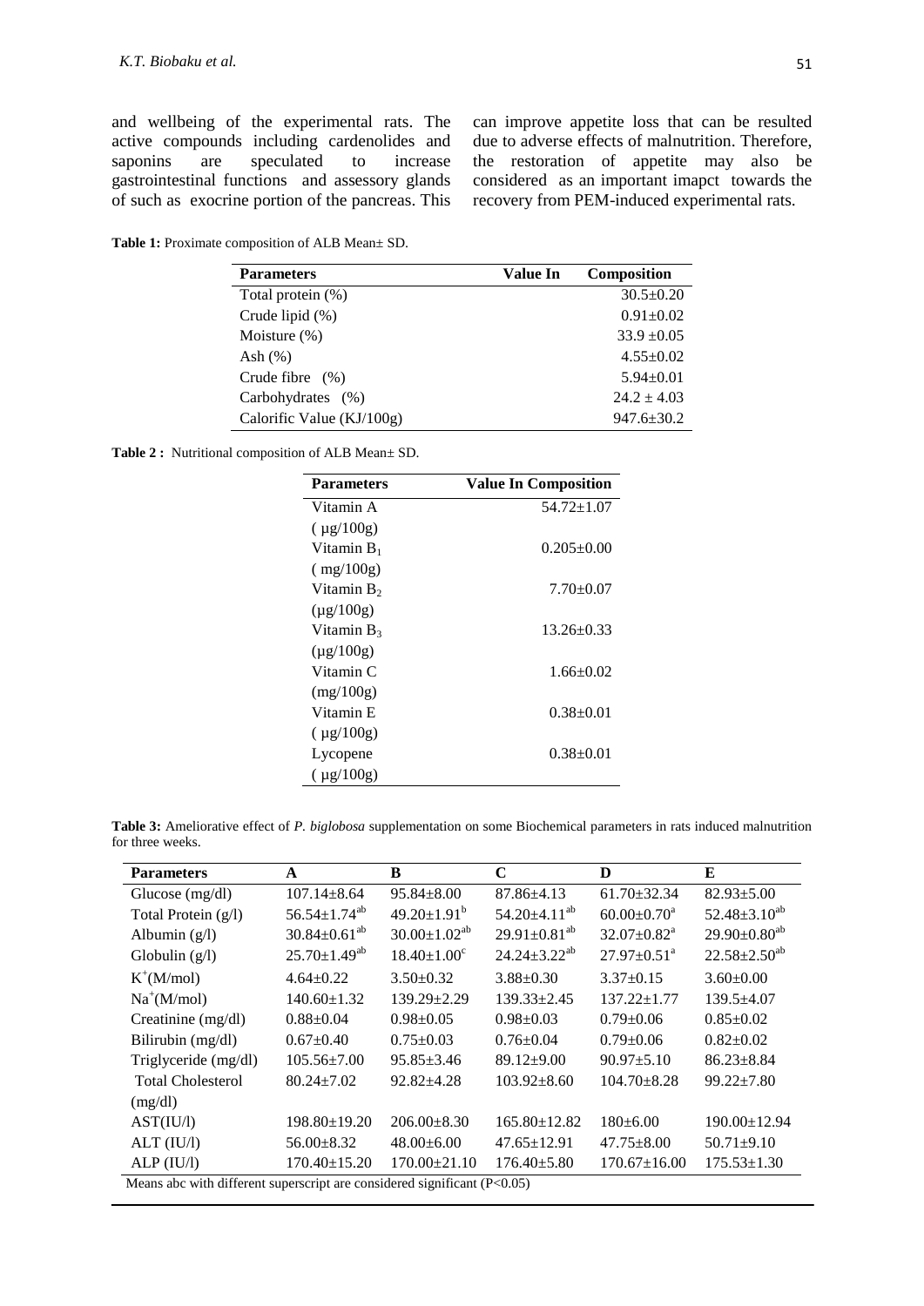and wellbeing of the experimental rats. The active compounds including cardenolides and saponins are speculated to increase gastrointestinal functions and assessory glands of such as exocrine portion of the pancreas. This can improve appetite loss that can be resulted due to adverse effects of malnutrition. Therefore, the restoration of appetite may also be considered as an important imapct towards the recovery from PEM-induced experimental rats.

**Table 1:** Proximate composition of ALB Mean± SD.

| Parameters | Value In Composition |
|---|---|
| Total protein (%) | 30.5±0.20 |
| Crude lipid (%) | 0.91±0.02 |
| Moisture (%) | 33.9 ±0.05 |
| Ash (%) | 4.55±0.02 |
| Crude fibre (%) | 5.94±0.01 |
| Carbohydrates (%) | 24.2 ± 4.03 |
| Calorific Value (KJ/100g) | 947.6±30.2 |

**Table 2 :** Nutritional composition of ALB Mean± SD.

| Parameters | Value In Composition |
|---|---|
| Vitamin A ( µg/100g) | 54.72±1.07 |
| Vitamin $B_1$ ( mg/100g) | 0.205±0.00 |
| Vitamin $B_2$ (µg/100g) | 7.70±0.07 |
| Vitamin $B_3$ (µg/100g) | 13.26±0.33 |
| Vitamin C (mg/100g) | 1.66±0.02 |
| Vitamin E ( µg/100g) | 0.38±0.01 |
| Lycopene ( µg/100g) | 0.38±0.01 |

**Table 3:** Ameliorative effect of *P. biglobosa* supplementation on some Biochemical parameters in rats induced malnutrition for three weeks.

| Parameters | A | B | C | D | E |
|---|---|---|---|---|---|
| Glucose (mg/dl) | 107.14±8.64 | 95.84±8.00 | 87.86±4.13 | 61.70±32.34 | 82.93±5.00 |
| Total Protein (g/l) | 56.54±1.74$^{ab}$ | 49.20±1.91$^{b}$ | 54.20±4.11$^{ab}$ | 60.00±0.70$^{a}$ | 52.48±3.10$^{ab}$ |
| Albumin (g/l) | 30.84±0.61$^{ab}$ | 30.00±1.02$^{ab}$ | 29.91±0.81$^{ab}$ | 32.07±0.82$^{a}$ | 29.90±0.80$^{ab}$ |
| Globulin (g/l) | 25.70±1.49$^{ab}$ | 18.40±1.00$^{c}$ | 24.24±3.22$^{ab}$ | 27.97±0.51$^{a}$ | 22.58±2.50$^{ab}$ |
| $K^+$(M/mol) | 4.64±0.22 | 3.50±0.32 | 3.88±0.30 | 3.37±0.15 | 3.60±0.00 |
| $Na^+$(M/mol) | 140.60±1.32 | 139.29±2.29 | 139.33±2.45 | 137.22±1.77 | 139.5±4.07 |
| Creatinine (mg/dl) | 0.88±0.04 | 0.98±0.05 | 0.98±0.03 | 0.79±0.06 | 0.85±0.02 |
| Bilirubin (mg/dl) | 0.67±0.40 | 0.75±0.03 | 0.76±0.04 | 0.79±0.06 | 0.82±0.02 |
| Triglyceride (mg/dl) | 105.56±7.00 | 95.85±3.46 | 89.12±9.00 | 90.97±5.10 | 86.23±8.84 |
| Total Cholesterol (mg/dl) | 80.24±7.02 | 92.82±4.28 | 103.92±8.60 | 104.70±8.28 | 99.22±7.80 |
| AST(IU/l) | 198.80±19.20 | 206.00±8.30 | 165.80±12.82 | 180±6.00 | 190.00±12.94 |
| ALT (IU/l) | 56.00±8.32 | 48.00±6.00 | 47.65±12.91 | 47.75±8.00 | 50.71±9.10 |
| ALP (IU/l) | 170.40±15.20 | 170.00±21.10 | 176.40±5.80 | 170.67±16.00 | 175.53±1.30 |

Means abc with different superscript are considered significant ($P<0.05$)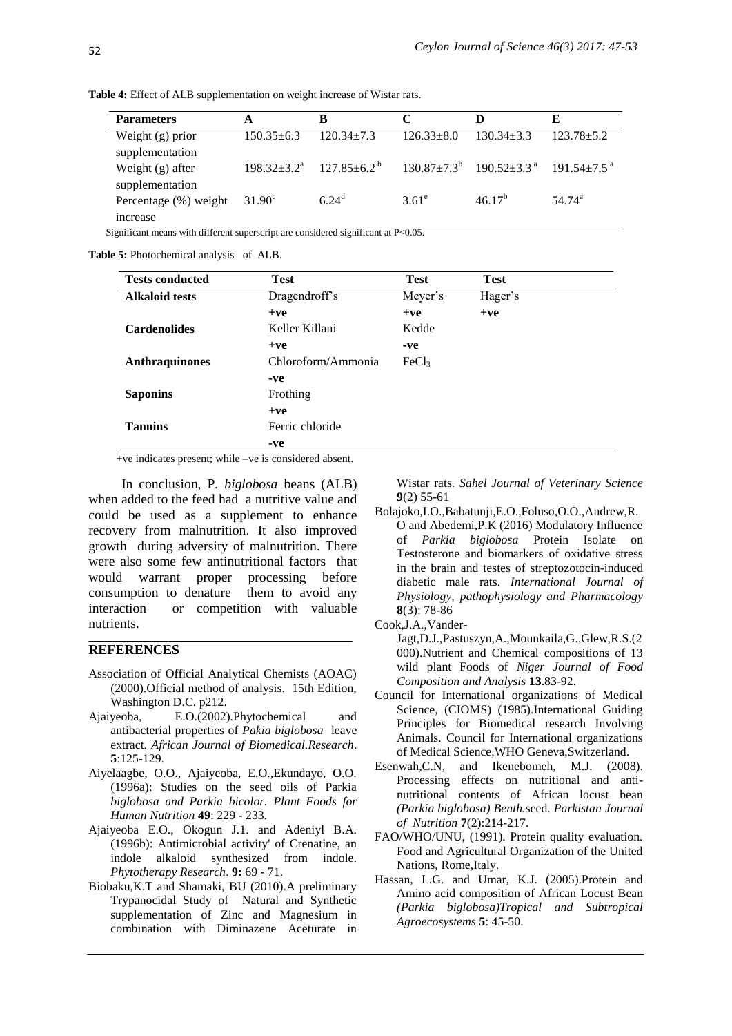**Table 4:** Effect of ALB supplementation on weight increase of Wistar rats.

| Parameters | A | B | C | D | E |
|---|---|---|---|---|---|
| Weight (g) prior supplementation | 150.35±6.3 | 120.34±7.3 | 126.33±8.0 | 130.34±3.3 | 123.78±5.2 |
| Weight (g) after supplementation | 198.32±3.2$^{a}$ | 127.85±6.2$^{b}$ | 130.87±7.3$^{b}$ | 190.52±3.3$^{a}$ | 191.54±7.5$^{a}$ |
| Percentage (%) weight increase | 31.90$^{c}$ | 6.24$^{d}$ | 3.61$^{e}$ | 46.17$^{b}$ | 54.74$^{a}$ |

Significant means with different superscript are considered significant at P<0.05.

**Table 5:** Photochemical analysis of ALB.

| Tests conducted | Test | Test | Test |
|---|---|---|---|
| **Alkaloid tests** | Dragendroff's | Meyer's | Hager's |
| | **+ve** | **+ve** | **+ve** |
| **Cardenolides** | Keller Killani | Kedde | |
| | **+ve** | **-ve** | |
| **Anthraquinones** | Chloroform/Ammonia | $FeCl_3$ | |
| | **-ve** | | |
| **Saponins** | Frothing | | |
| | **+ve** | | |
| **Tannins** | Ferric chloride | | |
| | **-ve** | | |

+ve indicates present; while –ve is considered absent.

In conclusion, P. *biglobosa* beans (ALB) when added to the feed had a nutritive value and could be used as a supplement to enhance recovery from malnutrition. It also improved growth during adversity of malnutrition. There were also some few antinutritional factors that would warrant proper processing before consumption to denature them to avoid any interaction or competition with valuable nutrients.

## REFERENCES

Association of Official Analytical Chemists (AOAC) (2000).Official method of analysis. 15th Edition, Washington D.C. p212.

Ajaiyeoba, E.O.(2002).Phytochemical and antibacterial properties of *Pakia biglobosa* leave extract. *African Journal of Biomedical.Research*. **5**:125-129.

Aiyelaagbe, O.O., Ajaiyeoba, E.O.,Ekundayo, O.O. (1996a): Studies on the seed oils of Parkia *biglobosa and Parkia bicolor. Plant Foods for Human Nutrition* **49**: 229 - 233.

Ajaiyeoba E.O., Okogun J.1. and Adeniyl B.A. (1996b): Antimicrobial activity' of Crenatine, an indole alkaloid synthesized from indole. *Phytotherapy Research*. **9:** 69 - 71.

Biobaku,K.T and Shamaki, BU (2010).A preliminary Trypanocidal Study of Natural and Synthetic supplementation of Zinc and Magnesium in combination with Diminazene Aceturate in Wistar rats. *Sahel Journal of Veterinary Science* **9**(2) 55-61

Bolajoko,I.O.,Babatunji,E.O.,Foluso,O.O.,Andrew,R. O and Abedemi,P.K (2016) Modulatory Influence of *Parkia biglobosa* Protein Isolate on Testosterone and biomarkers of oxidative stress in the brain and testes of streptozotocin-induced diabetic male rats. *International Journal of Physiology, pathophysiology and Pharmacology* **8**(3): 78-86

Cook,J.A.,Vander-Jagt,D.J.,Pastuszyn,A.,Mounkaila,G.,Glew,R.S.(2000).Nutrient and Chemical compositions of 13 wild plant Foods of *Niger Journal of Food Composition and Analysis* **13**.83-92.

Council for International organizations of Medical Science, (CIOMS) (1985).International Guiding Principles for Biomedical research Involving Animals. Council for International organizations of Medical Science,WHO Geneva,Switzerland.

Esenwah,C.N, and Ikenebomeh, M.J. (2008). Processing effects on nutritional and anti-nutritional contents of African locust bean *(Parkia biglobosa) Benth.*seed. *Parkistan Journal of Nutrition* **7**(2):214-217.

FAO/WHO/UNU, (1991). Protein quality evaluation. Food and Agricultural Organization of the United Nations, Rome,Italy.

Hassan, L.G. and Umar, K.J. (2005).Protein and Amino acid composition of African Locust Bean *(Parkia biglobosa)Tropical and Subtropical Agroecosystems* **5**: 45-50.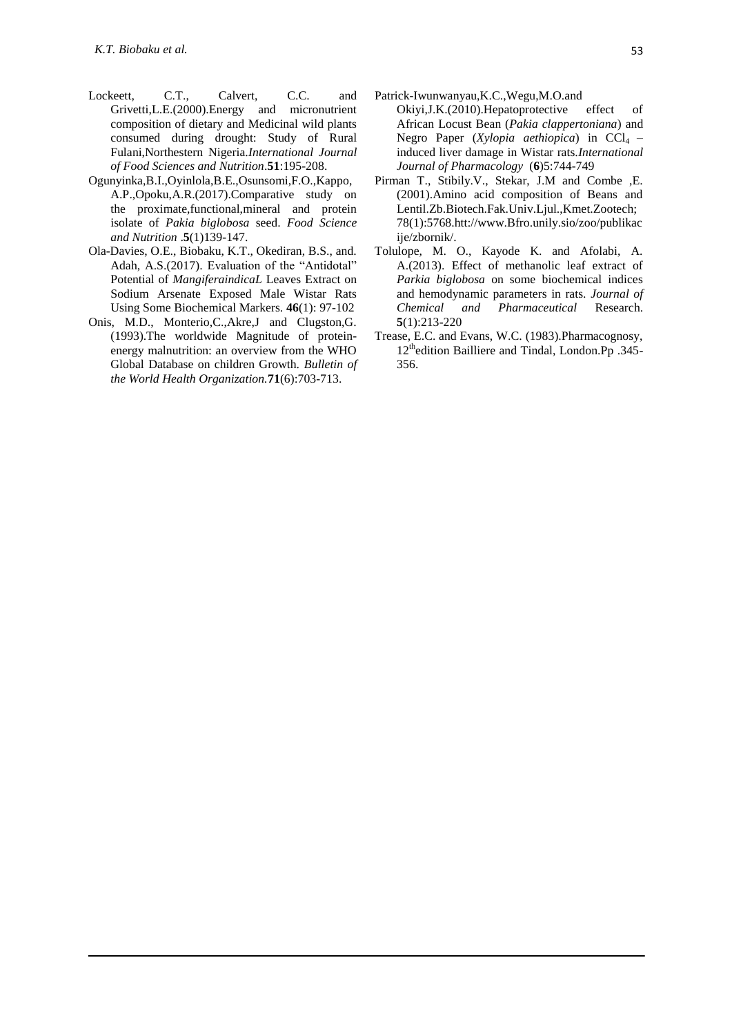Lockeett, C.T., Calvert, C.C. and Grivetti,L.E.(2000).Energy and micronutrient composition of dietary and Medicinal wild plants consumed during drought: Study of Rural Fulani,Northestern Nigeria.*International Journal of Food Sciences and Nutrition*.**51**:195-208.

Ogunyinka,B.I.,Oyinlola,B.E.,Osunsomi,F.O.,Kappo, A.P.,Opoku,A.R.(2017).Comparative study on the proximate,functional,mineral and protein isolate of *Pakia biglobosa* seed. *Food Science and Nutrition* .**5**(1)139-147.

Ola-Davies, O.E., Biobaku, K.T., Okediran, B.S., and. Adah, A.S.(2017). Evaluation of the "Antidotal" Potential of *MangiferaindicaL* Leaves Extract on Sodium Arsenate Exposed Male Wistar Rats Using Some Biochemical Markers. **46**(1): 97-102

Onis, M.D., Monterio,C.,Akre,J and Clugston,G. (1993).The worldwide Magnitude of protein-energy malnutrition: an overview from the WHO Global Database on children Growth. *Bulletin of the World Health Organization.***71**(6):703-713.

Patrick-Iwunwanyau,K.C.,Wegu,M.O.and Okiyi,J.K.(2010).Hepatoprotective effect of African Locust Bean (*Pakia clappertoniana*) and Negro Paper (*Xylopia aethiopica*) in $CCl_4$ –induced liver damage in Wistar rats.*International Journal of Pharmacology* (**6**)5:744-749

Pirman T., Stibily.V., Stekar, J.M and Combe ,E. (2001).Amino acid composition of Beans and Lentil.Zb.Biotech.Fak.Univ.Ljul.,Kmet.Zootech; 78(1):5768.htt://www.Bfro.unily.sio/zoo/publikacije/zbornik/.

Tolulope, M. O., Kayode K. and Afolabi, A. A.(2013). Effect of methanolic leaf extract of *Parkia biglobosa* on some biochemical indices and hemodynamic parameters in rats. *Journal of Chemical and Pharmaceutical* Research. **5**(1):213-220

Trease, E.C. and Evans, W.C. (1983).Pharmacognosy, 12th edition Bailliere and Tindal, London.Pp .345-356.